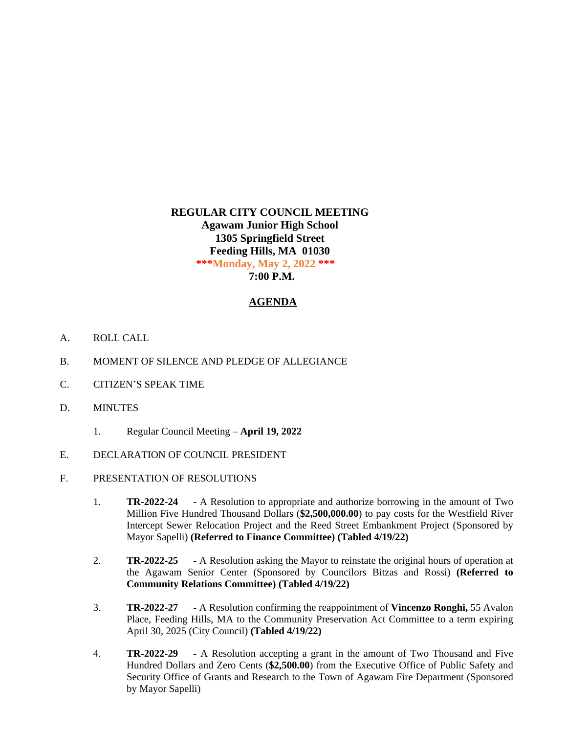**REGULAR CITY COUNCIL MEETING**
**Agawam Junior High School**
**1305 Springfield Street**
**Feeding Hills, MA 01030**
**\*\*\*Monday, May 2, 2022 \*\*\***
**7:00 P.M.**

# AGENDA

A. ROLL CALL

B. MOMENT OF SILENCE AND PLEDGE OF ALLEGIANCE

C. CITIZEN'S SPEAK TIME

D. MINUTES

1. Regular Council Meeting – **April 19, 2022**

E. DECLARATION OF COUNCIL PRESIDENT

F. PRESENTATION OF RESOLUTIONS

1. **TR-2022-24 -** A Resolution to appropriate and authorize borrowing in the amount of Two Million Five Hundred Thousand Dollars (**$2,500,000.00**) to pay costs for the Westfield River Intercept Sewer Relocation Project and the Reed Street Embankment Project (Sponsored by Mayor Sapelli) **(Referred to Finance Committee) (Tabled 4/19/22)**

2. **TR-2022-25 -** A Resolution asking the Mayor to reinstate the original hours of operation at the Agawam Senior Center (Sponsored by Councilors Bitzas and Rossi) **(Referred to Community Relations Committee) (Tabled 4/19/22)**

3. **TR-2022-27 -** A Resolution confirming the reappointment of **Vincenzo Ronghi,** 55 Avalon Place, Feeding Hills, MA to the Community Preservation Act Committee to a term expiring April 30, 2025 (City Council) **(Tabled 4/19/22)**

4. **TR-2022-29 -** A Resolution accepting a grant in the amount of Two Thousand and Five Hundred Dollars and Zero Cents (**$2,500.00**) from the Executive Office of Public Safety and Security Office of Grants and Research to the Town of Agawam Fire Department (Sponsored by Mayor Sapelli)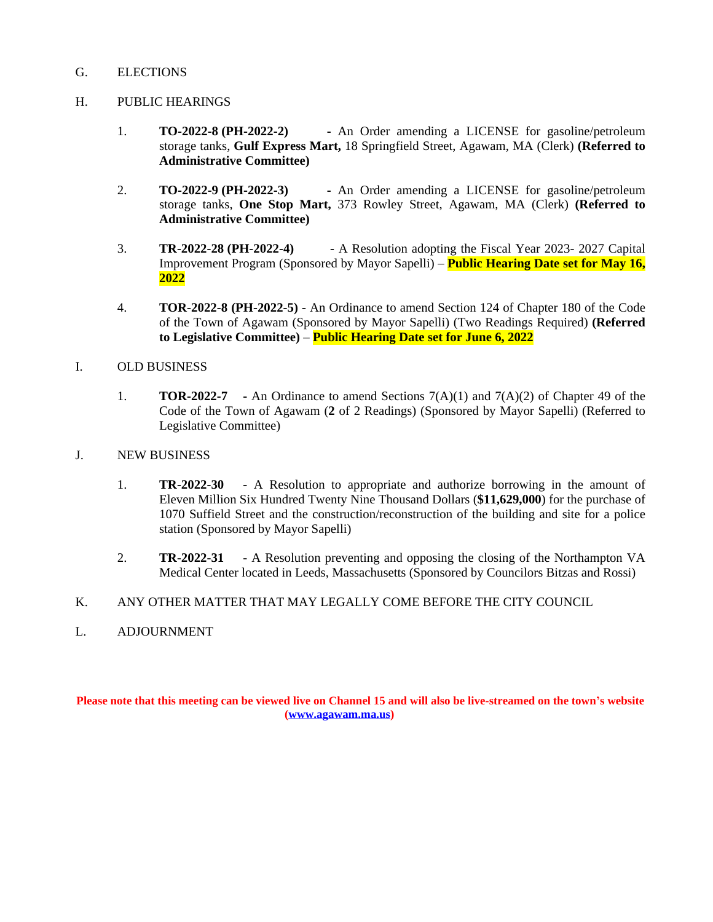G. ELECTIONS

H. PUBLIC HEARINGS

1. **TO-2022-8 (PH-2022-2)** - An Order amending a LICENSE for gasoline/petroleum storage tanks, **Gulf Express Mart,** 18 Springfield Street, Agawam, MA (Clerk) **(Referred to Administrative Committee)**

2. **TO-2022-9 (PH-2022-3)** - An Order amending a LICENSE for gasoline/petroleum storage tanks, **One Stop Mart,** 373 Rowley Street, Agawam, MA (Clerk) **(Referred to Administrative Committee)**

3. **TR-2022-28 (PH-2022-4)** - A Resolution adopting the Fiscal Year 2023- 2027 Capital Improvement Program (Sponsored by Mayor Sapelli) – **Public Hearing Date set for May 16, 2022**

4. **TOR-2022-8 (PH-2022-5) -** An Ordinance to amend Section 124 of Chapter 180 of the Code of the Town of Agawam (Sponsored by Mayor Sapelli) (Two Readings Required) **(Referred to Legislative Committee)** – **Public Hearing Date set for June 6, 2022**

I. OLD BUSINESS

1. **TOR-2022-7** - An Ordinance to amend Sections 7(A)(1) and 7(A)(2) of Chapter 49 of the Code of the Town of Agawam (**2** of 2 Readings) (Sponsored by Mayor Sapelli) (Referred to Legislative Committee)

J. NEW BUSINESS

1. **TR-2022-30** - A Resolution to appropriate and authorize borrowing in the amount of Eleven Million Six Hundred Twenty Nine Thousand Dollars (**$11,629,000**) for the purchase of 1070 Suffield Street and the construction/reconstruction of the building and site for a police station (Sponsored by Mayor Sapelli)

2. **TR-2022-31** - A Resolution preventing and opposing the closing of the Northampton VA Medical Center located in Leeds, Massachusetts (Sponsored by Councilors Bitzas and Rossi)

K. ANY OTHER MATTER THAT MAY LEGALLY COME BEFORE THE CITY COUNCIL

L. ADJOURNMENT

**Please note that this meeting can be viewed live on Channel 15 and will also be live-streamed on the town's website (www.agawam.ma.us)**